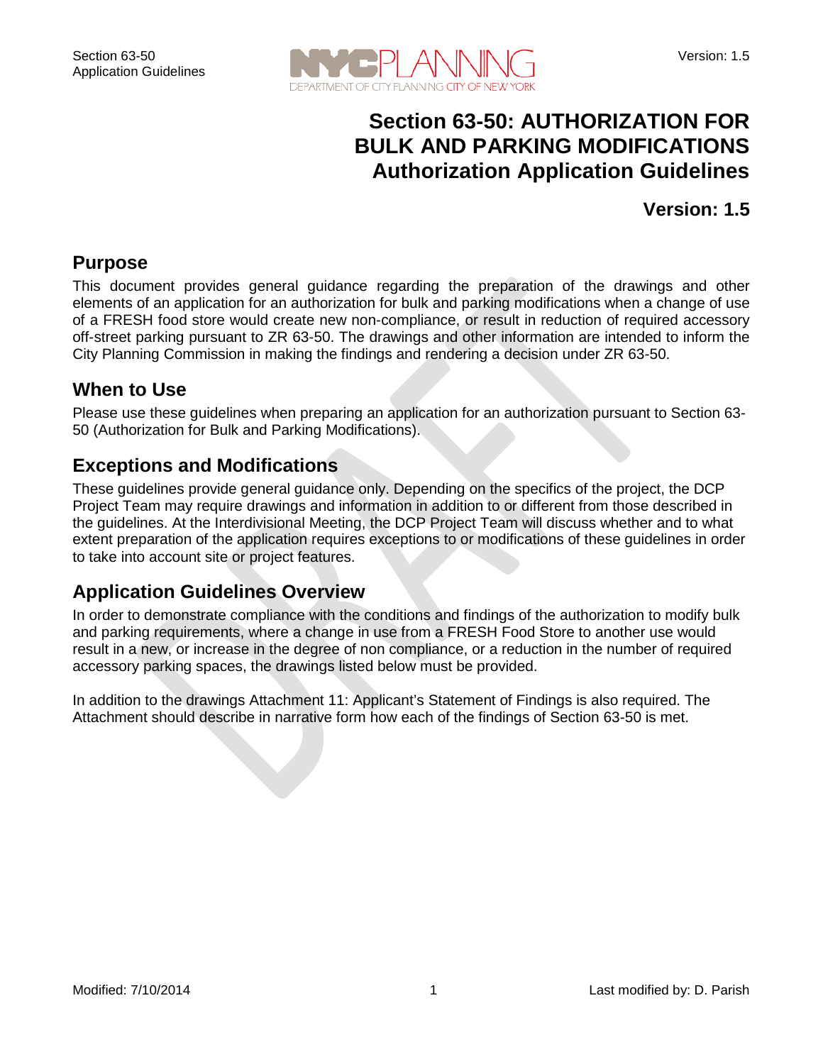# Section 63-50: AUTHORIZATION FOR BULK AND PARKING MODIFICATIONS
# Authorization Application Guidelines

**Version: 1.5**

## Purpose

This document provides general guidance regarding the preparation of the drawings and other elements of an application for an authorization for bulk and parking modifications when a change of use of a FRESH food store would create new non-compliance, or result in reduction of required accessory off-street parking pursuant to ZR 63-50. The drawings and other information are intended to inform the City Planning Commission in making the findings and rendering a decision under ZR 63-50.

## When to Use

Please use these guidelines when preparing an application for an authorization pursuant to Section 63-50 (Authorization for Bulk and Parking Modifications).

## Exceptions and Modifications

These guidelines provide general guidance only. Depending on the specifics of the project, the DCP Project Team may require drawings and information in addition to or different from those described in the guidelines. At the Interdivisional Meeting, the DCP Project Team will discuss whether and to what extent preparation of the application requires exceptions to or modifications of these guidelines in order to take into account site or project features.

## Application Guidelines Overview

In order to demonstrate compliance with the conditions and findings of the authorization to modify bulk and parking requirements, where a change in use from a FRESH Food Store to another use would result in a new, or increase in the degree of non compliance, or a reduction in the number of required accessory parking spaces, the drawings listed below must be provided.

In addition to the drawings Attachment 11: Applicant's Statement of Findings is also required. The Attachment should describe in narrative form how each of the findings of Section 63-50 is met.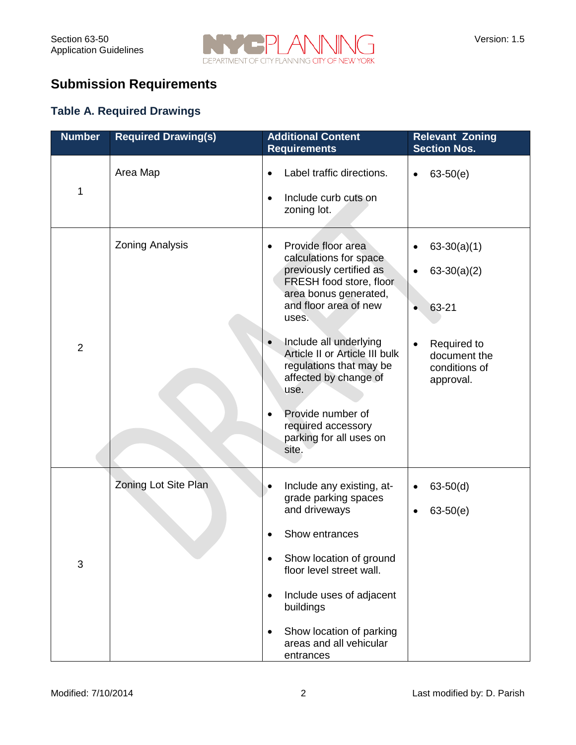## Submission Requirements

### Table A. Required Drawings

| Number | Required Drawing(s) | Additional Content Requirements | Relevant Zoning Section Nos. |
|---|---|---|---|
| 1 | Area Map | • Label traffic directions.<br>• Include curb cuts on zoning lot. | • 63-50(e) |
| 2 | Zoning Analysis | • Provide floor area calculations for space previously certified as FRESH food store, floor area bonus generated, and floor area of new uses.<br>• Include all underlying Article II or Article III bulk regulations that may be affected by change of use.<br>• Provide number of required accessory parking for all uses on site. | • 63-30(a)(1)<br>• 63-30(a)(2)<br>• 63-21<br>• Required to document the conditions of approval. |
| 3 | Zoning Lot Site Plan | • Include any existing, at-grade parking spaces and driveways<br>• Show entrances<br>• Show location of ground floor level street wall.<br>• Include uses of adjacent buildings<br>• Show location of parking areas and all vehicular entrances | • 63-50(d)<br>• 63-50(e) |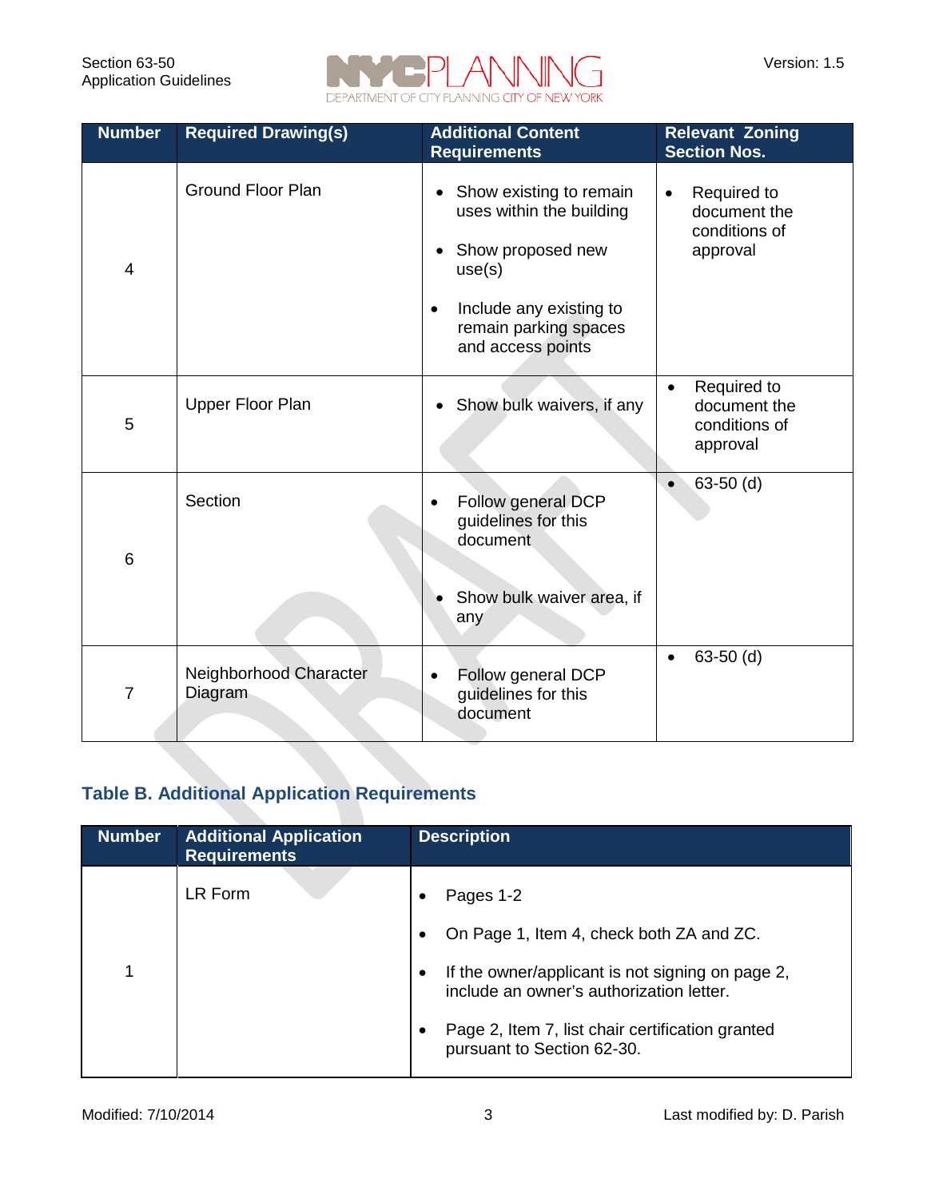| Number | Required Drawing(s) | Additional Content Requirements | Relevant Zoning Section Nos. |
|---|---|---|---|
| 4 | Ground Floor Plan | • Show existing to remain uses within the building<br>• Show proposed new use(s)<br>• Include any existing to remain parking spaces and access points | • Required to document the conditions of approval |
| 5 | Upper Floor Plan | • Show bulk waivers, if any | • Required to document the conditions of approval |
| 6 | Section | • Follow general DCP guidelines for this document<br>• Show bulk waiver area, if any | • 63-50 (d) |
| 7 | Neighborhood Character Diagram | • Follow general DCP guidelines for this document | • 63-50 (d) |

### Table B. Additional Application Requirements

| Number | Additional Application Requirements | Description |
|---|---|---|
| 1 | LR Form | • Pages 1-2<br>• On Page 1, Item 4, check both ZA and ZC.<br>• If the owner/applicant is not signing on page 2, include an owner's authorization letter.<br>• Page 2, Item 7, list chair certification granted pursuant to Section 62-30. |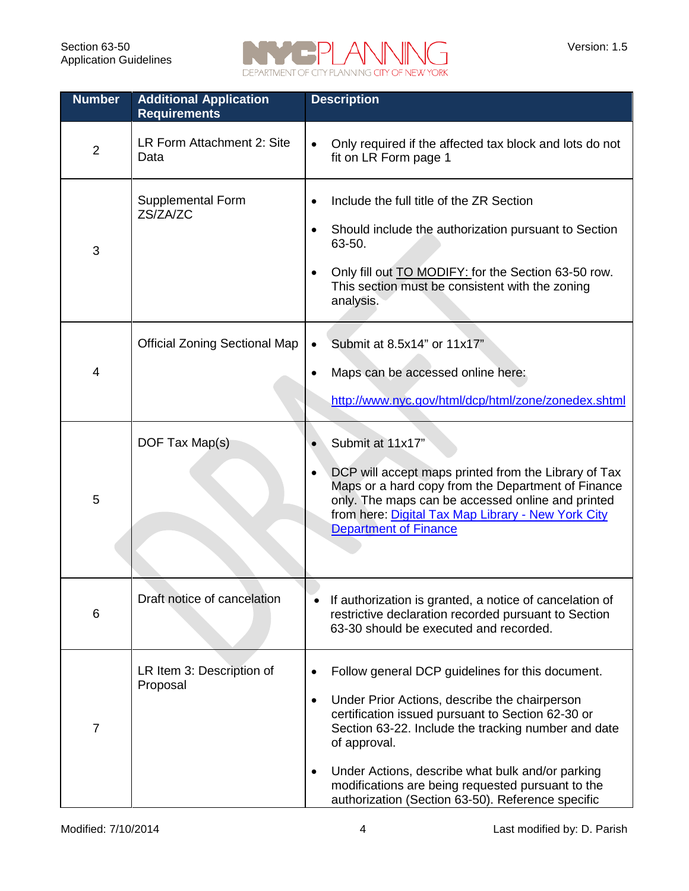| Number | Additional Application Requirements | Description |
|---|---|---|
| 2 | LR Form Attachment 2: Site Data | • Only required if the affected tax block and lots do not fit on LR Form page 1 |
| 3 | Supplemental Form ZS/ZA/ZC | • Include the full title of the ZR Section<br>• Should include the authorization pursuant to Section 63-50.<br>• Only fill out TO MODIFY: for the Section 63-50 row. This section must be consistent with the zoning analysis. |
| 4 | Official Zoning Sectional Map | • Submit at 8.5x14" or 11x17"<br>• Maps can be accessed online here:<br>http://www.nyc.gov/html/dcp/html/zone/zonedex.shtml |
| 5 | DOF Tax Map(s) | • Submit at 11x17"<br>• DCP will accept maps printed from the Library of Tax Maps or a hard copy from the Department of Finance only. The maps can be accessed online and printed from here: Digital Tax Map Library - New York City Department of Finance |
| 6 | Draft notice of cancelation | • If authorization is granted, a notice of cancelation of restrictive declaration recorded pursuant to Section 63-30 should be executed and recorded. |
| 7 | LR Item 3: Description of Proposal | • Follow general DCP guidelines for this document.<br>• Under Prior Actions, describe the chairperson certification issued pursuant to Section 62-30 or Section 63-22. Include the tracking number and date of approval.<br>• Under Actions, describe what bulk and/or parking modifications are being requested pursuant to the authorization (Section 63-50). Reference specific |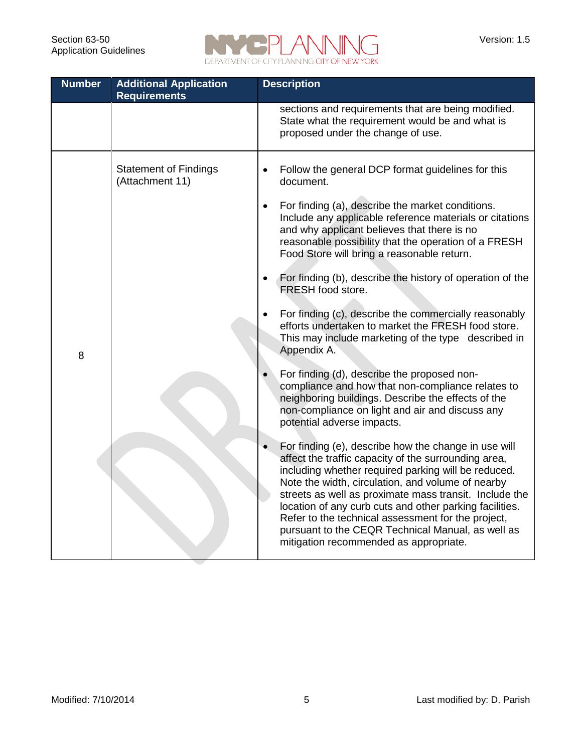| Number | Additional Application Requirements | Description |
| --- | --- | --- |
| | | sections and requirements that are being modified. State what the requirement would be and what is proposed under the change of use. |
| 8 | Statement of Findings (Attachment 11) | • Follow the general DCP format guidelines for this document.<br>• For finding (a), describe the market conditions. Include any applicable reference materials or citations and why applicant believes that there is no reasonable possibility that the operation of a FRESH Food Store will bring a reasonable return.<br>• For finding (b), describe the history of operation of the FRESH food store.<br>• For finding (c), describe the commercially reasonably efforts undertaken to market the FRESH food store. This may include marketing of the type described in Appendix A.<br>• For finding (d), describe the proposed non-compliance and how that non-compliance relates to neighboring buildings. Describe the effects of the non-compliance on light and air and discuss any potential adverse impacts.<br>• For finding (e), describe how the change in use will affect the traffic capacity of the surrounding area, including whether required parking will be reduced. Note the width, circulation, and volume of nearby streets as well as proximate mass transit. Include the location of any curb cuts and other parking facilities. Refer to the technical assessment for the project, pursuant to the CEQR Technical Manual, as well as mitigation recommended as appropriate. |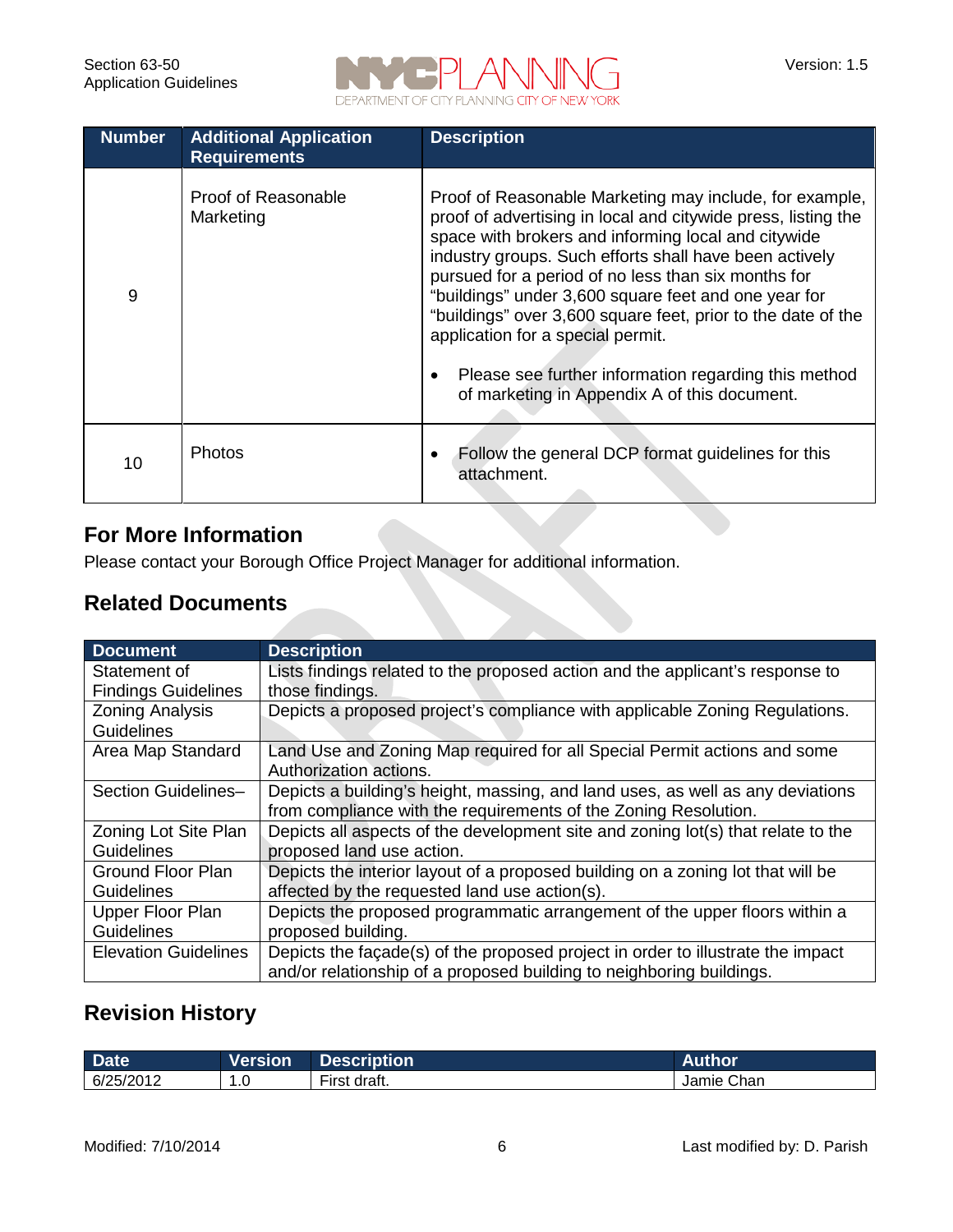| Number | Additional Application Requirements | Description |
|---|---|---|
| 9 | Proof of Reasonable Marketing | Proof of Reasonable Marketing may include, for example, proof of advertising in local and citywide press, listing the space with brokers and informing local and citywide industry groups. Such efforts shall have been actively pursued for a period of no less than six months for "buildings" under 3,600 square feet and one year for "buildings" over 3,600 square feet, prior to the date of the application for a special permit. <br>• Please see further information regarding this method of marketing in Appendix A of this document. |
| 10 | Photos | • Follow the general DCP format guidelines for this attachment. |

## For More Information

Please contact your Borough Office Project Manager for additional information.

## Related Documents

| Document | Description |
|---|---|
| Statement of Findings Guidelines | Lists findings related to the proposed action and the applicant's response to those findings. |
| Zoning Analysis Guidelines | Depicts a proposed project's compliance with applicable Zoning Regulations. |
| Area Map Standard | Land Use and Zoning Map required for all Special Permit actions and some Authorization actions. |
| Section Guidelines– | Depicts a building's height, massing, and land uses, as well as any deviations from compliance with the requirements of the Zoning Resolution. |
| Zoning Lot Site Plan Guidelines | Depicts all aspects of the development site and zoning lot(s) that relate to the proposed land use action. |
| Ground Floor Plan Guidelines | Depicts the interior layout of a proposed building on a zoning lot that will be affected by the requested land use action(s). |
| Upper Floor Plan Guidelines | Depicts the proposed programmatic arrangement of the upper floors within a proposed building. |
| Elevation Guidelines | Depicts the façade(s) of the proposed project in order to illustrate the impact and/or relationship of a proposed building to neighboring buildings. |

## Revision History

| Date | Version | Description | Author |
|---|---|---|---|
| 6/25/2012 | 1.0 | First draft. | Jamie Chan |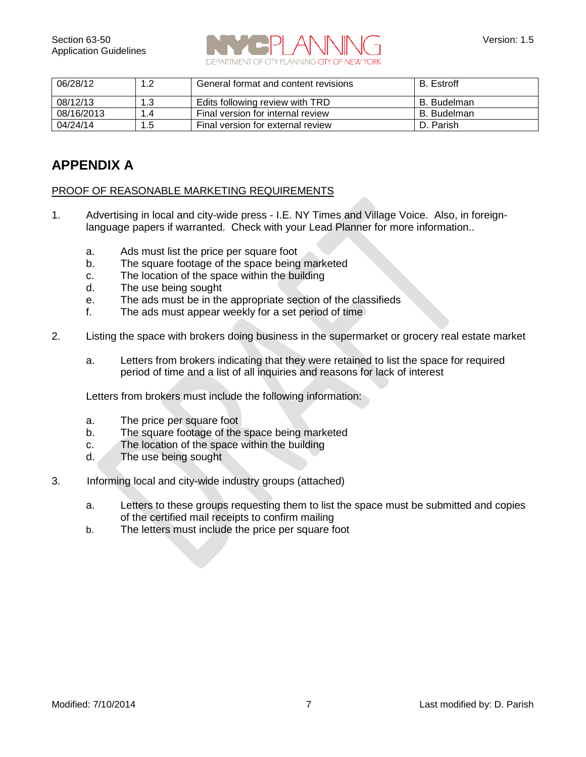| | | | |
|---|---|---|---|
| 06/28/12 | 1.2 | General format and content revisions | B. Estroff |
| 08/12/13 | 1.3 | Edits following review with TRD | B. Budelman |
| 08/16/2013 | 1.4 | Final version for internal review | B. Budelman |
| 04/24/14 | 1.5 | Final version for external review | D. Parish |

# APPENDIX A

PROOF OF REASONABLE MARKETING REQUIREMENTS

1. Advertising in local and city-wide press - I.E. NY Times and Village Voice. Also, in foreign-language papers if warranted. Check with your Lead Planner for more information..

   a. Ads must list the price per square foot
   b. The square footage of the space being marketed
   c. The location of the space within the building
   d. The use being sought
   e. The ads must be in the appropriate section of the classifieds
   f. The ads must appear weekly for a set period of time

2. Listing the space with brokers doing business in the supermarket or grocery real estate market

   a. Letters from brokers indicating that they were retained to list the space for required period of time and a list of all inquiries and reasons for lack of interest

   Letters from brokers must include the following information:

   a. The price per square foot
   b. The square footage of the space being marketed
   c. The location of the space within the building
   d. The use being sought

3. Informing local and city-wide industry groups (attached)

   a. Letters to these groups requesting them to list the space must be submitted and copies of the certified mail receipts to confirm mailing
   b. The letters must include the price per square foot